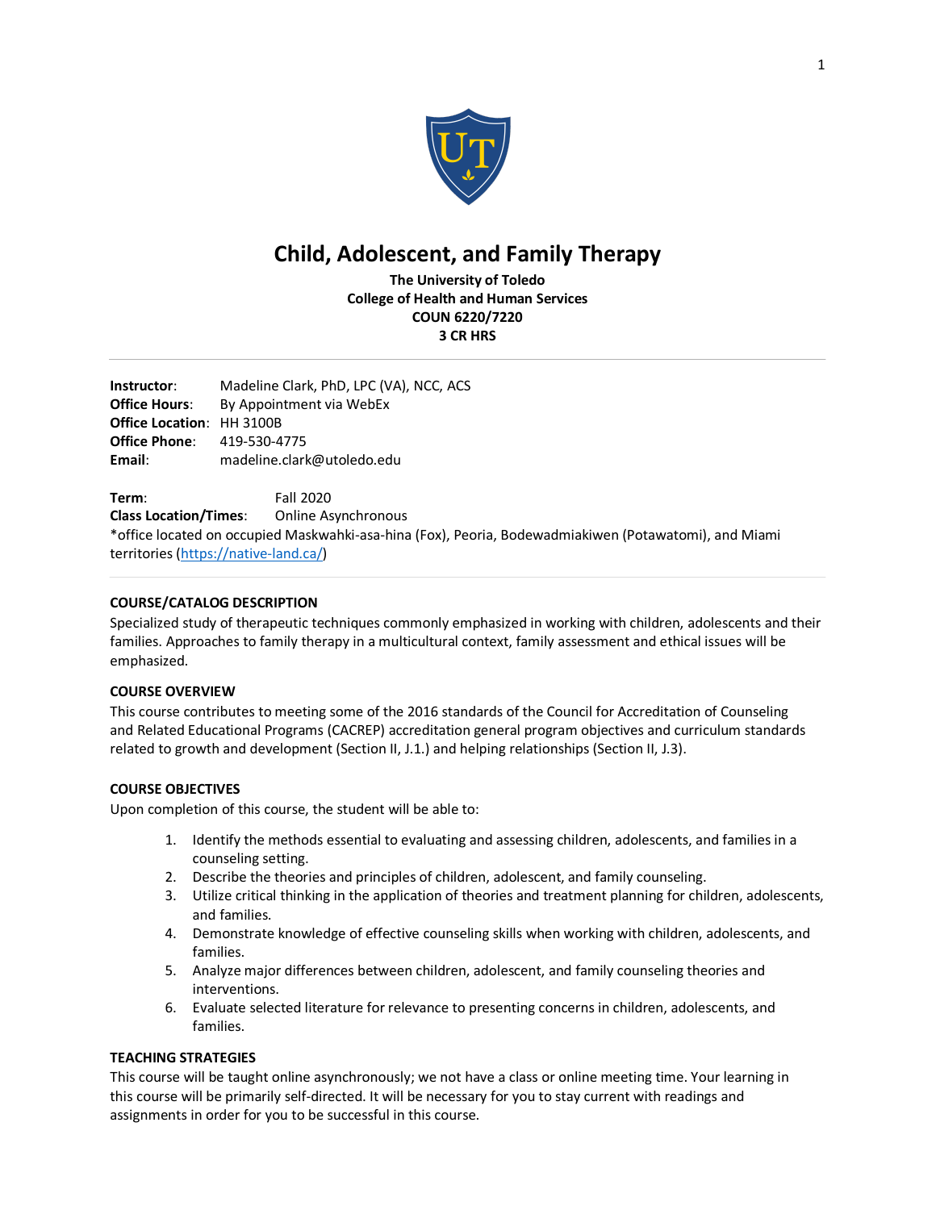# Child, Adolescent, and Family Therapy

**The University of Toledo**
**College of Health and Human Services**
**COUN 6220/7220**
**3 CR HRS**

---

**Instructor**: Madeline Clark, PhD, LPC (VA), NCC, ACS
**Office Hours**: By Appointment via WebEx
**Office Location**: HH 3100B
**Office Phone**: 419-530-4775
**Email**: madeline.clark@utoledo.edu

**Term**: Fall 2020
**Class Location/Times**: Online Asynchronous
*office located on occupied Maskwahki-asa-hina (Fox), Peoria, Bodewadmiakiwen (Potawatomi), and Miami territories (https://native-land.ca/)

---

**COURSE/CATALOG DESCRIPTION**

Specialized study of therapeutic techniques commonly emphasized in working with children, adolescents and their families. Approaches to family therapy in a multicultural context, family assessment and ethical issues will be emphasized.

**COURSE OVERVIEW**

This course contributes to meeting some of the 2016 standards of the Council for Accreditation of Counseling and Related Educational Programs (CACREP) accreditation general program objectives and curriculum standards related to growth and development (Section II, J.1.) and helping relationships (Section II, J.3).

**COURSE OBJECTIVES**

Upon completion of this course, the student will be able to:

1. Identify the methods essential to evaluating and assessing children, adolescents, and families in a counseling setting.
2. Describe the theories and principles of children, adolescent, and family counseling.
3. Utilize critical thinking in the application of theories and treatment planning for children, adolescents, and families.
4. Demonstrate knowledge of effective counseling skills when working with children, adolescents, and families.
5. Analyze major differences between children, adolescent, and family counseling theories and interventions.
6. Evaluate selected literature for relevance to presenting concerns in children, adolescents, and families.

**TEACHING STRATEGIES**

This course will be taught online asynchronously; we not have a class or online meeting time. Your learning in this course will be primarily self-directed. It will be necessary for you to stay current with readings and assignments in order for you to be successful in this course.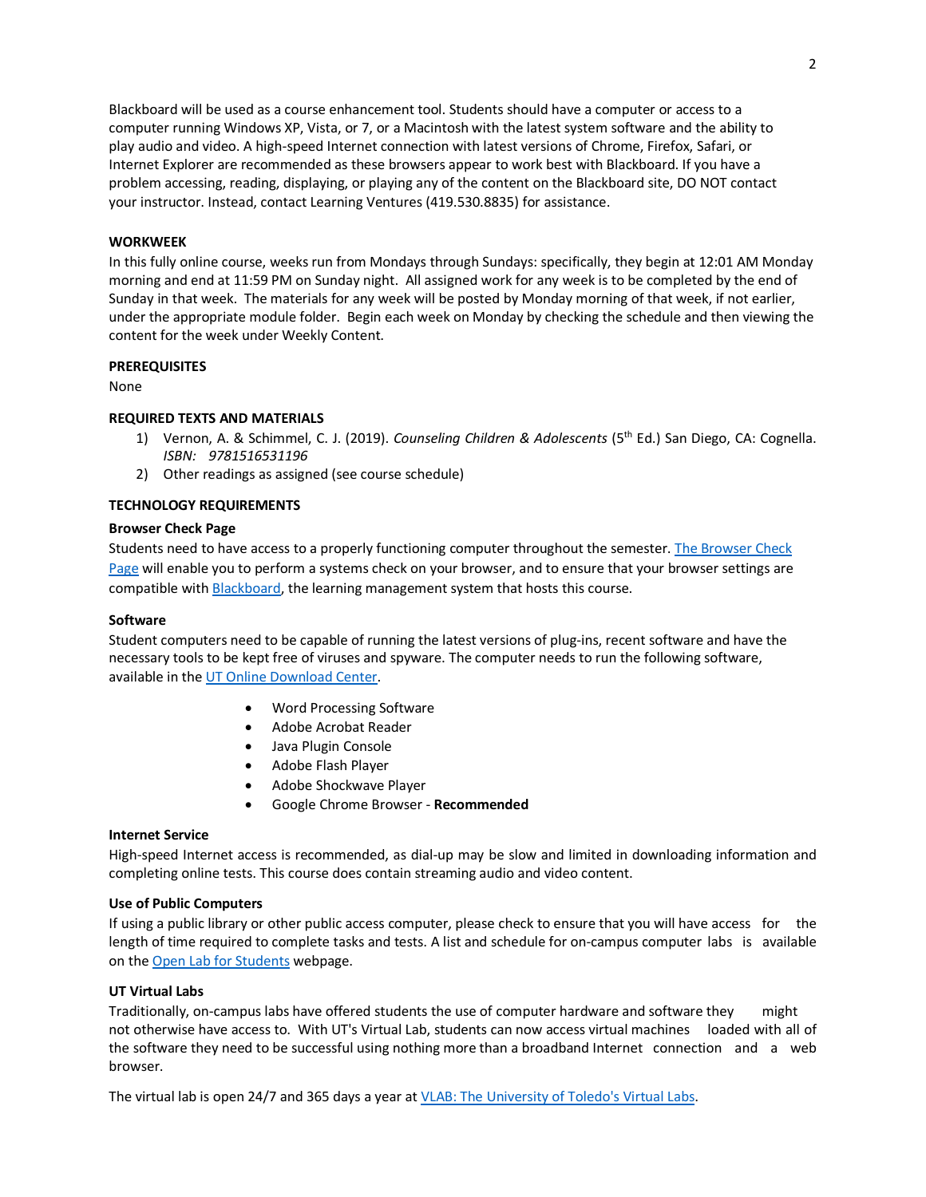Blackboard will be used as a course enhancement tool. Students should have a computer or access to a computer running Windows XP, Vista, or 7, or a Macintosh with the latest system software and the ability to play audio and video. A high-speed Internet connection with latest versions of Chrome, Firefox, Safari, or Internet Explorer are recommended as these browsers appear to work best with Blackboard. If you have a problem accessing, reading, displaying, or playing any of the content on the Blackboard site, DO NOT contact your instructor. Instead, contact Learning Ventures (419.530.8835) for assistance.

**WORKWEEK**

In this fully online course, weeks run from Mondays through Sundays: specifically, they begin at 12:01 AM Monday morning and end at 11:59 PM on Sunday night. All assigned work for any week is to be completed by the end of Sunday in that week. The materials for any week will be posted by Monday morning of that week, if not earlier, under the appropriate module folder. Begin each week on Monday by checking the schedule and then viewing the content for the week under Weekly Content.

**PREREQUISITES**

None

**REQUIRED TEXTS AND MATERIALS**

1) Vernon, A. & Schimmel, C. J. (2019). *Counseling Children & Adolescents* (5th Ed.) San Diego, CA: Cognella. *ISBN: 9781516531196*
2) Other readings as assigned (see course schedule)

**TECHNOLOGY REQUIREMENTS**

**Browser Check Page**

Students need to have access to a properly functioning computer throughout the semester. The Browser Check Page will enable you to perform a systems check on your browser, and to ensure that your browser settings are compatible with Blackboard, the learning management system that hosts this course.

**Software**

Student computers need to be capable of running the latest versions of plug-ins, recent software and have the necessary tools to be kept free of viruses and spyware. The computer needs to run the following software, available in the UT Online Download Center.

- Word Processing Software
- Adobe Acrobat Reader
- Java Plugin Console
- Adobe Flash Player
- Adobe Shockwave Player
- Google Chrome Browser - **Recommended**

**Internet Service**

High-speed Internet access is recommended, as dial-up may be slow and limited in downloading information and completing online tests. This course does contain streaming audio and video content.

**Use of Public Computers**

If using a public library or other public access computer, please check to ensure that you will have access for the length of time required to complete tasks and tests. A list and schedule for on-campus computer labs is available on the Open Lab for Students webpage.

**UT Virtual Labs**

Traditionally, on-campus labs have offered students the use of computer hardware and software they might not otherwise have access to. With UT's Virtual Lab, students can now access virtual machines loaded with all of the software they need to be successful using nothing more than a broadband Internet connection and a web browser.

The virtual lab is open 24/7 and 365 days a year at VLAB: The University of Toledo's Virtual Labs.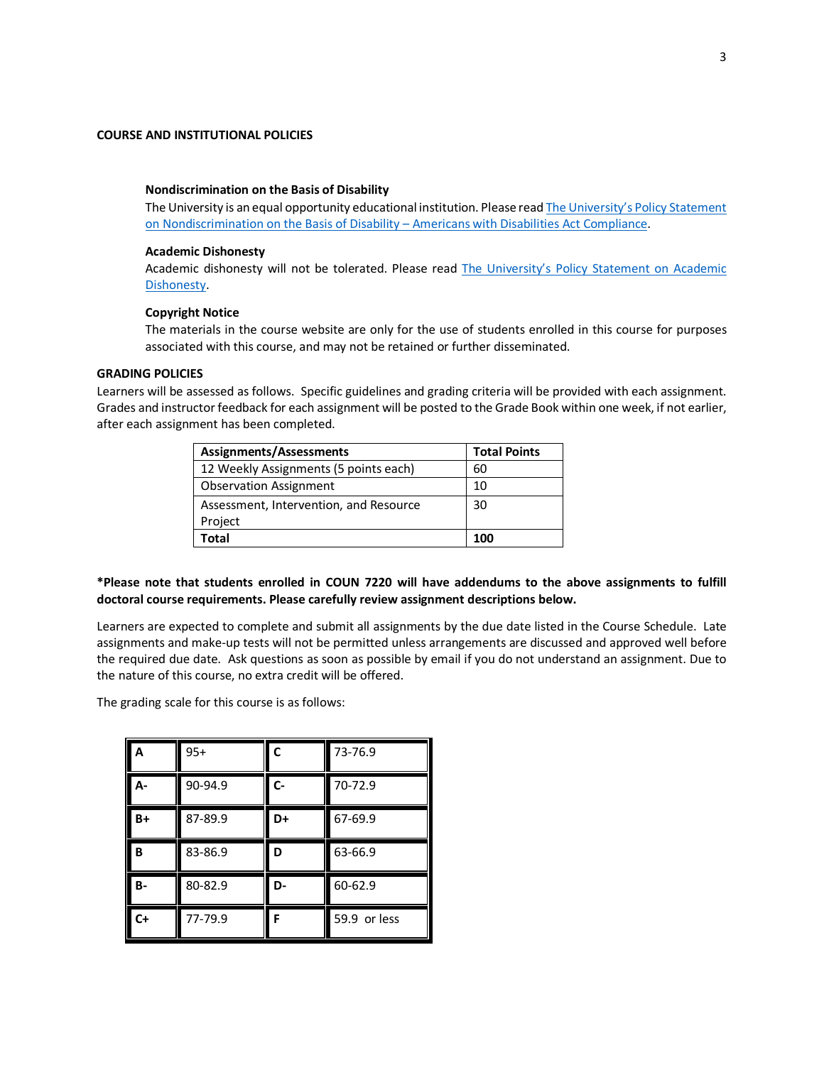## COURSE AND INSTITUTIONAL POLICIES

### Nondiscrimination on the Basis of Disability

The University is an equal opportunity educational institution. Please read The University's Policy Statement on Nondiscrimination on the Basis of Disability – Americans with Disabilities Act Compliance.

### Academic Dishonesty

Academic dishonesty will not be tolerated. Please read The University's Policy Statement on Academic Dishonesty.

### Copyright Notice

The materials in the course website are only for the use of students enrolled in this course for purposes associated with this course, and may not be retained or further disseminated.

## GRADING POLICIES

Learners will be assessed as follows. Specific guidelines and grading criteria will be provided with each assignment. Grades and instructor feedback for each assignment will be posted to the Grade Book within one week, if not earlier, after each assignment has been completed.

| Assignments/Assessments | Total Points |
|---|---|
| 12 Weekly Assignments (5 points each) | 60 |
| Observation Assignment | 10 |
| Assessment, Intervention, and Resource Project | 30 |
| **Total** | **100** |

**\*Please note that students enrolled in COUN 7220 will have addendums to the above assignments to fulfill doctoral course requirements. Please carefully review assignment descriptions below.**

Learners are expected to complete and submit all assignments by the due date listed in the Course Schedule. Late assignments and make-up tests will not be permitted unless arrangements are discussed and approved well before the required due date. Ask questions as soon as possible by email if you do not understand an assignment. Due to the nature of this course, no extra credit will be offered.

The grading scale for this course is as follows:

| | | | |
|---|---|---|---|
| **A** | 95+ | **C** | 73-76.9 |
| **A-** | 90-94.9 | **C-** | 70-72.9 |
| **B+** | 87-89.9 | **D+** | 67-69.9 |
| **B** | 83-86.9 | **D** | 63-66.9 |
| **B-** | 80-82.9 | **D-** | 60-62.9 |
| **C+** | 77-79.9 | **F** | 59.9 or less |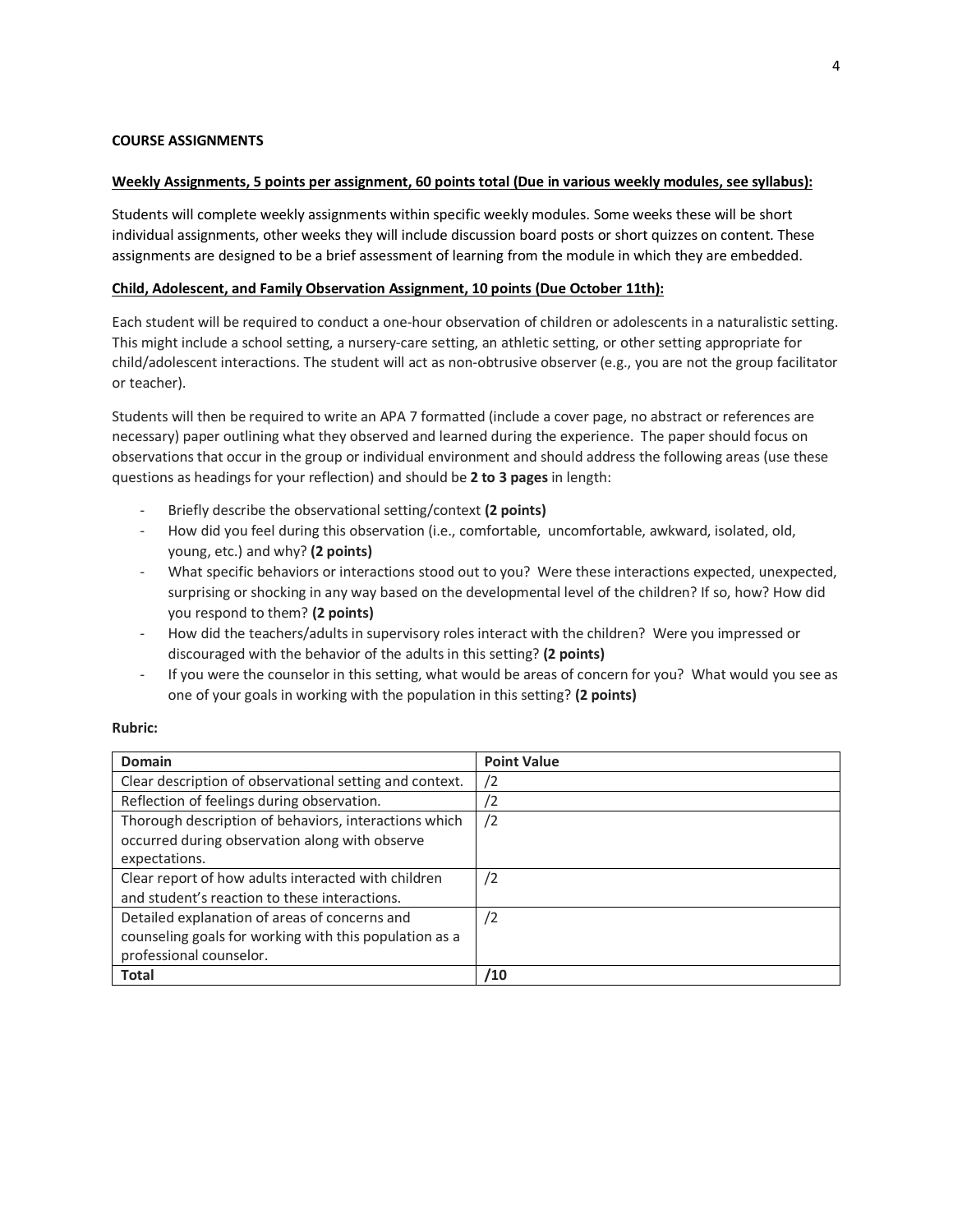## COURSE ASSIGNMENTS

**Weekly Assignments, 5 points per assignment, 60 points total (Due in various weekly modules, see syllabus):**

Students will complete weekly assignments within specific weekly modules. Some weeks these will be short individual assignments, other weeks they will include discussion board posts or short quizzes on content. These assignments are designed to be a brief assessment of learning from the module in which they are embedded.

**Child, Adolescent, and Family Observation Assignment, 10 points (Due October 11th):**

Each student will be required to conduct a one-hour observation of children or adolescents in a naturalistic setting. This might include a school setting, a nursery-care setting, an athletic setting, or other setting appropriate for child/adolescent interactions. The student will act as non-obtrusive observer (e.g., you are not the group facilitator or teacher).

Students will then be required to write an APA 7 formatted (include a cover page, no abstract or references are necessary) paper outlining what they observed and learned during the experience. The paper should focus on observations that occur in the group or individual environment and should address the following areas (use these questions as headings for your reflection) and should be **2 to 3 pages** in length:

- Briefly describe the observational setting/context **(2 points)**
- How did you feel during this observation (i.e., comfortable, uncomfortable, awkward, isolated, old, young, etc.) and why? **(2 points)**
- What specific behaviors or interactions stood out to you? Were these interactions expected, unexpected, surprising or shocking in any way based on the developmental level of the children? If so, how? How did you respond to them? **(2 points)**
- How did the teachers/adults in supervisory roles interact with the children? Were you impressed or discouraged with the behavior of the adults in this setting? **(2 points)**
- If you were the counselor in this setting, what would be areas of concern for you? What would you see as one of your goals in working with the population in this setting? **(2 points)**

**Rubric:**

| Domain | Point Value |
|---|---|
| Clear description of observational setting and context. | /2 |
| Reflection of feelings during observation. | /2 |
| Thorough description of behaviors, interactions which occurred during observation along with observe expectations. | /2 |
| Clear report of how adults interacted with children and student's reaction to these interactions. | /2 |
| Detailed explanation of areas of concerns and counseling goals for working with this population as a professional counselor. | /2 |
| **Total** | **/10** |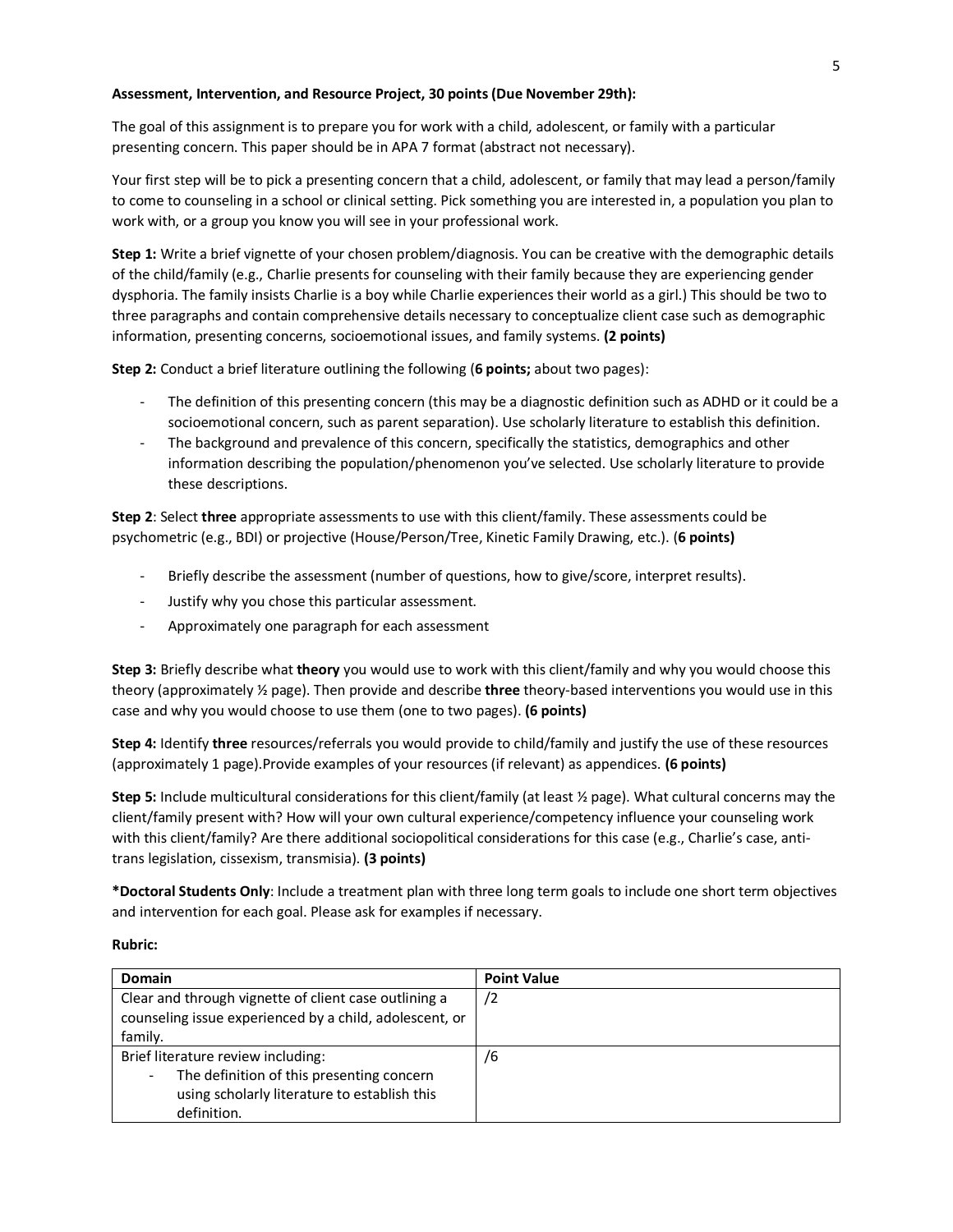**Assessment, Intervention, and Resource Project, 30 points (Due November 29th):**

The goal of this assignment is to prepare you for work with a child, adolescent, or family with a particular presenting concern. This paper should be in APA 7 format (abstract not necessary).

Your first step will be to pick a presenting concern that a child, adolescent, or family that may lead a person/family to come to counseling in a school or clinical setting. Pick something you are interested in, a population you plan to work with, or a group you know you will see in your professional work.

**Step 1:** Write a brief vignette of your chosen problem/diagnosis. You can be creative with the demographic details of the child/family (e.g., Charlie presents for counseling with their family because they are experiencing gender dysphoria. The family insists Charlie is a boy while Charlie experiences their world as a girl.) This should be two to three paragraphs and contain comprehensive details necessary to conceptualize client case such as demographic information, presenting concerns, socioemotional issues, and family systems. **(2 points)**

**Step 2:** Conduct a brief literature outlining the following (**6 points;** about two pages):

- The definition of this presenting concern (this may be a diagnostic definition such as ADHD or it could be a socioemotional concern, such as parent separation). Use scholarly literature to establish this definition.
- The background and prevalence of this concern, specifically the statistics, demographics and other information describing the population/phenomenon you've selected. Use scholarly literature to provide these descriptions.

**Step 2**: Select **three** appropriate assessments to use with this client/family. These assessments could be psychometric (e.g., BDI) or projective (House/Person/Tree, Kinetic Family Drawing, etc.). (**6 points)**

- Briefly describe the assessment (number of questions, how to give/score, interpret results).
- Justify why you chose this particular assessment.
- Approximately one paragraph for each assessment

**Step 3:** Briefly describe what **theory** you would use to work with this client/family and why you would choose this theory (approximately ½ page). Then provide and describe **three** theory-based interventions you would use in this case and why you would choose to use them (one to two pages). **(6 points)**

**Step 4:** Identify **three** resources/referrals you would provide to child/family and justify the use of these resources (approximately 1 page).Provide examples of your resources (if relevant) as appendices. **(6 points)**

**Step 5:** Include multicultural considerations for this client/family (at least ½ page). What cultural concerns may the client/family present with? How will your own cultural experience/competency influence your counseling work with this client/family? Are there additional sociopolitical considerations for this case (e.g., Charlie's case, anti-trans legislation, cissexism, transmisia). **(3 points)**

***Doctoral Students Only**: Include a treatment plan with three long term goals to include one short term objectives and intervention for each goal. Please ask for examples if necessary.

**Rubric:**

| **Domain** | **Point Value** |
|---|---|
| Clear and through vignette of client case outlining a counseling issue experienced by a child, adolescent, or family. | /2 |
| Brief literature review including:<br>- The definition of this presenting concern using scholarly literature to establish this definition. | /6 |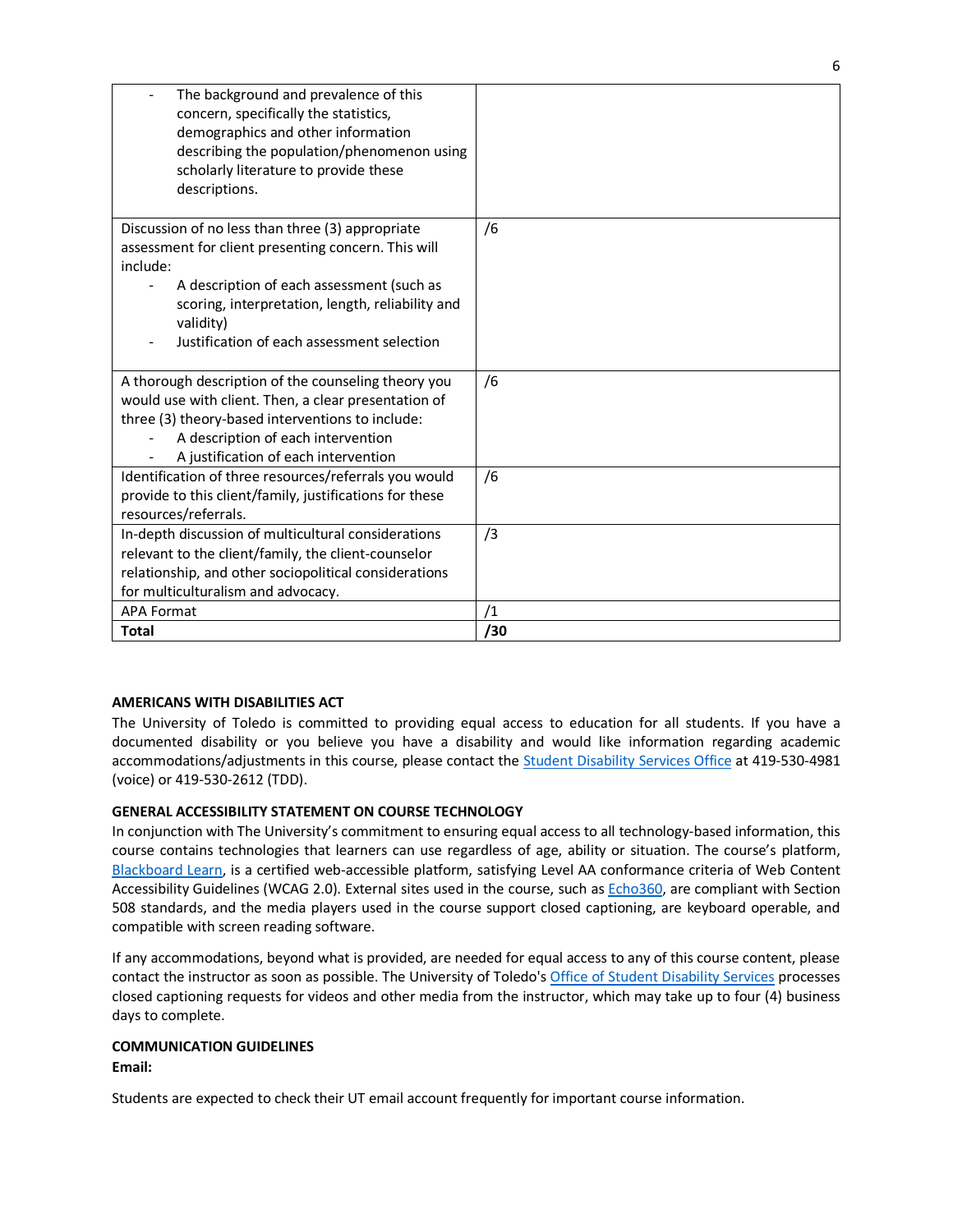| | |
|---|---|
| - The background and prevalence of this concern, specifically the statistics, demographics and other information describing the population/phenomenon using scholarly literature to provide these descriptions. | |
| Discussion of no less than three (3) appropriate assessment for client presenting concern. This will include:<br>- A description of each assessment (such as scoring, interpretation, length, reliability and validity)<br>- Justification of each assessment selection | /6 |
| A thorough description of the counseling theory you would use with client. Then, a clear presentation of three (3) theory-based interventions to include:<br>- A description of each intervention<br>- A justification of each intervention | /6 |
| Identification of three resources/referrals you would provide to this client/family, justifications for these resources/referrals. | /6 |
| In-depth discussion of multicultural considerations relevant to the client/family, the client-counselor relationship, and other sociopolitical considerations for multiculturalism and advocacy. | /3 |
| APA Format | /1 |
| **Total** | **/30** |

### AMERICANS WITH DISABILITIES ACT

The University of Toledo is committed to providing equal access to education for all students. If you have a documented disability or you believe you have a disability and would like information regarding academic accommodations/adjustments in this course, please contact the Student Disability Services Office at 419-530-4981 (voice) or 419-530-2612 (TDD).

### GENERAL ACCESSIBILITY STATEMENT ON COURSE TECHNOLOGY

In conjunction with The University's commitment to ensuring equal access to all technology-based information, this course contains technologies that learners can use regardless of age, ability or situation. The course's platform, Blackboard Learn, is a certified web-accessible platform, satisfying Level AA conformance criteria of Web Content Accessibility Guidelines (WCAG 2.0). External sites used in the course, such as Echo360, are compliant with Section 508 standards, and the media players used in the course support closed captioning, are keyboard operable, and compatible with screen reading software.

If any accommodations, beyond what is provided, are needed for equal access to any of this course content, please contact the instructor as soon as possible. The University of Toledo's Office of Student Disability Services processes closed captioning requests for videos and other media from the instructor, which may take up to four (4) business days to complete.

### COMMUNICATION GUIDELINES

**Email:**

Students are expected to check their UT email account frequently for important course information.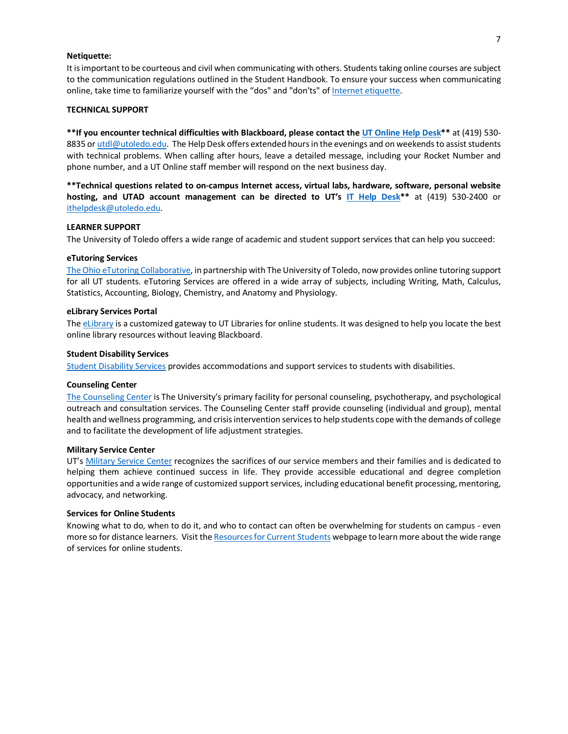**Netiquette:**

It is important to be courteous and civil when communicating with others. Students taking online courses are subject to the communication regulations outlined in the Student Handbook. To ensure your success when communicating online, take time to familiarize yourself with the "dos" and "don'ts" of Internet etiquette.

## TECHNICAL SUPPORT

****If you encounter technical difficulties with Blackboard, please contact the UT Online Help Desk**** at (419) 530-8835 or utdl@utoledo.edu. The Help Desk offers extended hours in the evenings and on weekends to assist students with technical problems. When calling after hours, leave a detailed message, including your Rocket Number and phone number, and a UT Online staff member will respond on the next business day.

****Technical questions related to on-campus Internet access, virtual labs, hardware, software, personal website hosting, and UTAD account management can be directed to UT's IT Help Desk**** at (419) 530-2400 or ithelpdesk@utoledo.edu.

## LEARNER SUPPORT

The University of Toledo offers a wide range of academic and student support services that can help you succeed:

### eTutoring Services

The Ohio eTutoring Collaborative, in partnership with The University of Toledo, now provides online tutoring support for all UT students. eTutoring Services are offered in a wide array of subjects, including Writing, Math, Calculus, Statistics, Accounting, Biology, Chemistry, and Anatomy and Physiology.

### eLibrary Services Portal

The eLibrary is a customized gateway to UT Libraries for online students. It was designed to help you locate the best online library resources without leaving Blackboard.

### Student Disability Services

Student Disability Services provides accommodations and support services to students with disabilities.

### Counseling Center

The Counseling Center is The University's primary facility for personal counseling, psychotherapy, and psychological outreach and consultation services. The Counseling Center staff provide counseling (individual and group), mental health and wellness programming, and crisis intervention services to help students cope with the demands of college and to facilitate the development of life adjustment strategies.

### Military Service Center

UT's Military Service Center recognizes the sacrifices of our service members and their families and is dedicated to helping them achieve continued success in life. They provide accessible educational and degree completion opportunities and a wide range of customized support services, including educational benefit processing, mentoring, advocacy, and networking.

### Services for Online Students

Knowing what to do, when to do it, and who to contact can often be overwhelming for students on campus - even more so for distance learners. Visit the Resources for Current Students webpage to learn more about the wide range of services for online students.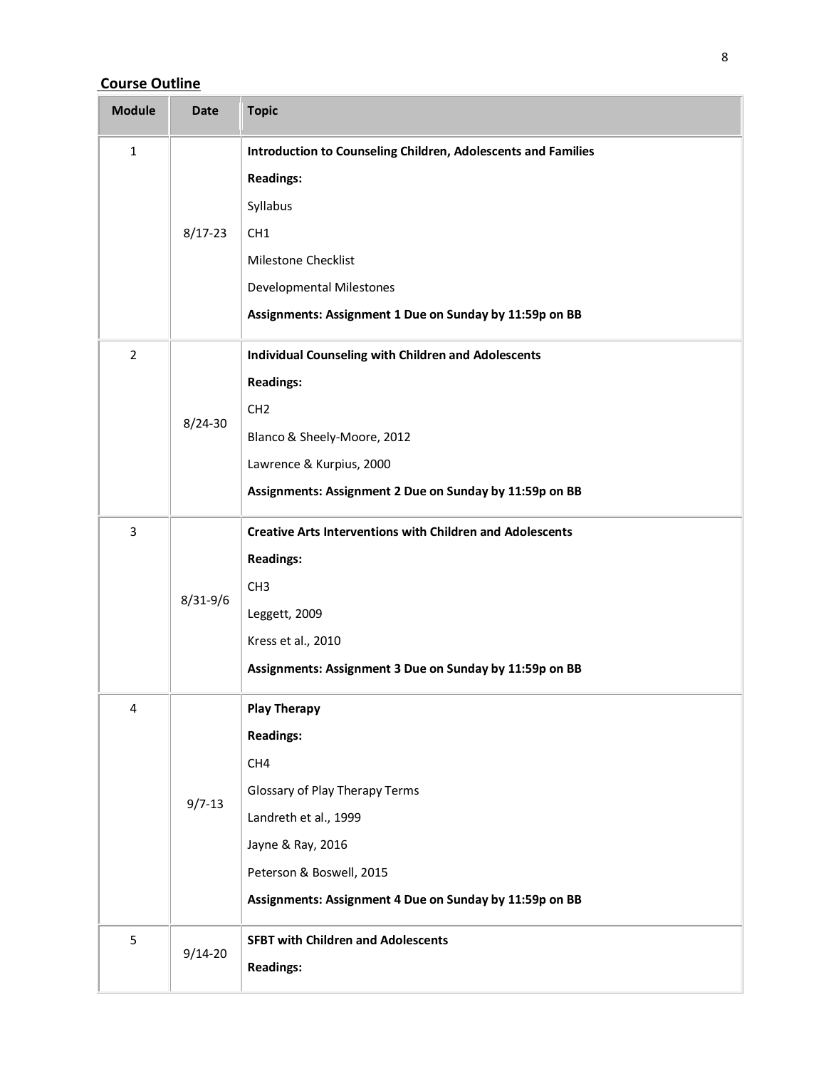## Course Outline

| Module | Date | Topic |
|---|---|---|
| 1 | 8/17-23 | **Introduction to Counseling Children, Adolescents and Families**<br>**Readings:**<br>Syllabus<br>CH1<br>Milestone Checklist<br>Developmental Milestones<br>**Assignments: Assignment 1 Due on Sunday by 11:59p on BB** |
| 2 | 8/24-30 | **Individual Counseling with Children and Adolescents**<br>**Readings:**<br>CH2<br>Blanco & Sheely-Moore, 2012<br>Lawrence & Kurpius, 2000<br>**Assignments: Assignment 2 Due on Sunday by 11:59p on BB** |
| 3 | 8/31-9/6 | **Creative Arts Interventions with Children and Adolescents**<br>**Readings:**<br>CH3<br>Leggett, 2009<br>Kress et al., 2010<br>**Assignments: Assignment 3 Due on Sunday by 11:59p on BB** |
| 4 | 9/7-13 | **Play Therapy**<br>**Readings:**<br>CH4<br>Glossary of Play Therapy Terms<br>Landreth et al., 1999<br>Jayne & Ray, 2016<br>Peterson & Boswell, 2015<br>**Assignments: Assignment 4 Due on Sunday by 11:59p on BB** |
| 5 | 9/14-20 | **SFBT with Children and Adolescents**<br>**Readings:** |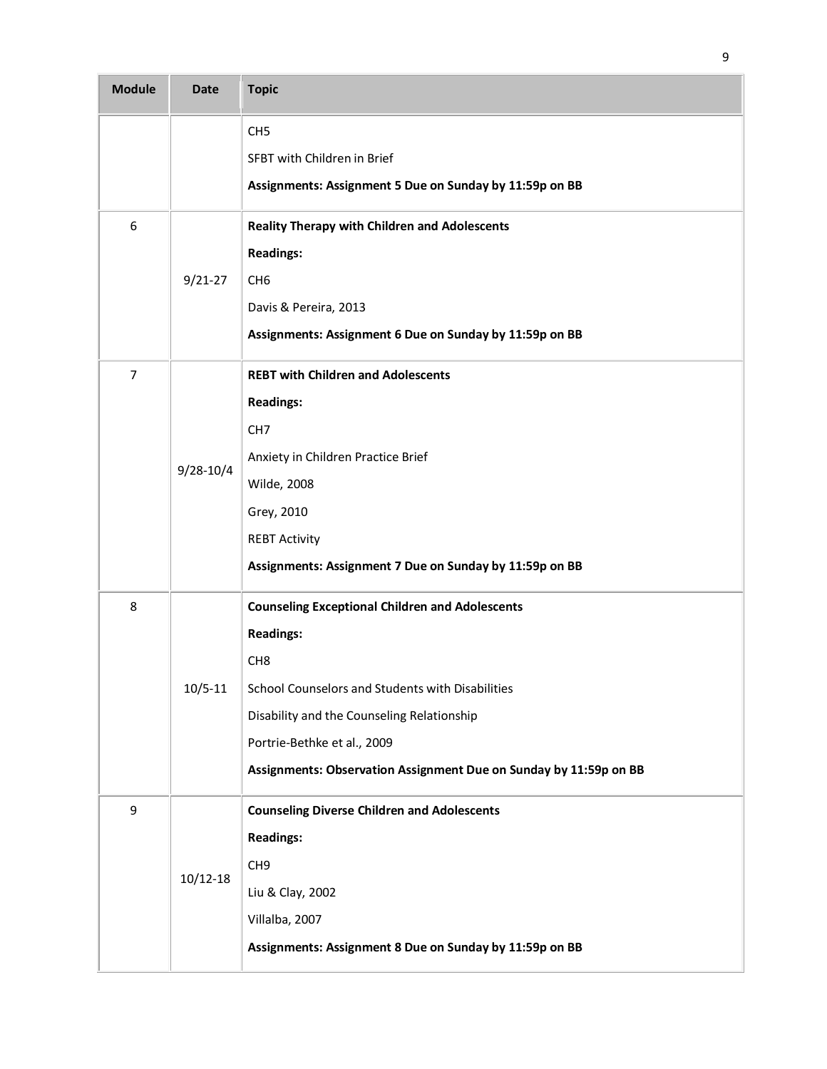| Module | Date | Topic |
|---|---|---|
| | | CH5<br>SFBT with Children in Brief<br>**Assignments: Assignment 5 Due on Sunday by 11:59p on BB** |
| 6 | 9/21-27 | **Reality Therapy with Children and Adolescents**<br>**Readings:**<br>CH6<br>Davis & Pereira, 2013<br>**Assignments: Assignment 6 Due on Sunday by 11:59p on BB** |
| 7 | 9/28-10/4 | **REBT with Children and Adolescents**<br>**Readings:**<br>CH7<br>Anxiety in Children Practice Brief<br>Wilde, 2008<br>Grey, 2010<br>REBT Activity<br>**Assignments: Assignment 7 Due on Sunday by 11:59p on BB** |
| 8 | 10/5-11 | **Counseling Exceptional Children and Adolescents**<br>**Readings:**<br>CH8<br>School Counselors and Students with Disabilities<br>Disability and the Counseling Relationship<br>Portrie-Bethke et al., 2009<br>**Assignments: Observation Assignment Due on Sunday by 11:59p on BB** |
| 9 | 10/12-18 | **Counseling Diverse Children and Adolescents**<br>**Readings:**<br>CH9<br>Liu & Clay, 2002<br>Villalba, 2007<br>**Assignments: Assignment 8 Due on Sunday by 11:59p on BB** |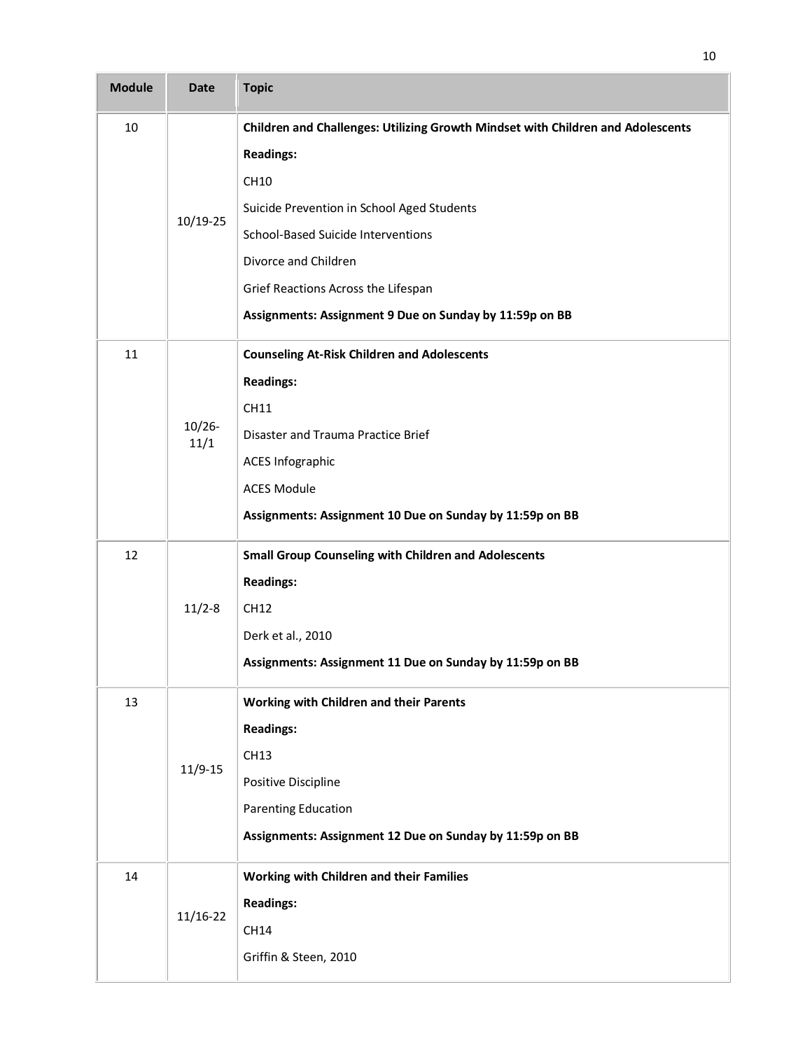| Module | Date | Topic |
| --- | --- | --- |
| 10 | 10/19-25 | **Children and Challenges: Utilizing Growth Mindset with Children and Adolescents**<br>**Readings:**<br>CH10<br>Suicide Prevention in School Aged Students<br>School-Based Suicide Interventions<br>Divorce and Children<br>Grief Reactions Across the Lifespan<br>**Assignments: Assignment 9 Due on Sunday by 11:59p on BB** |
| 11 | 10/26-11/1 | **Counseling At-Risk Children and Adolescents**<br>**Readings:**<br>CH11<br>Disaster and Trauma Practice Brief<br>ACES Infographic<br>ACES Module<br>**Assignments: Assignment 10 Due on Sunday by 11:59p on BB** |
| 12 | 11/2-8 | **Small Group Counseling with Children and Adolescents**<br>**Readings:**<br>CH12<br>Derk et al., 2010<br>**Assignments: Assignment 11 Due on Sunday by 11:59p on BB** |
| 13 | 11/9-15 | **Working with Children and their Parents**<br>**Readings:**<br>CH13<br>Positive Discipline<br>Parenting Education<br>**Assignments: Assignment 12 Due on Sunday by 11:59p on BB** |
| 14 | 11/16-22 | **Working with Children and their Families**<br>**Readings:**<br>CH14<br>Griffin & Steen, 2010 |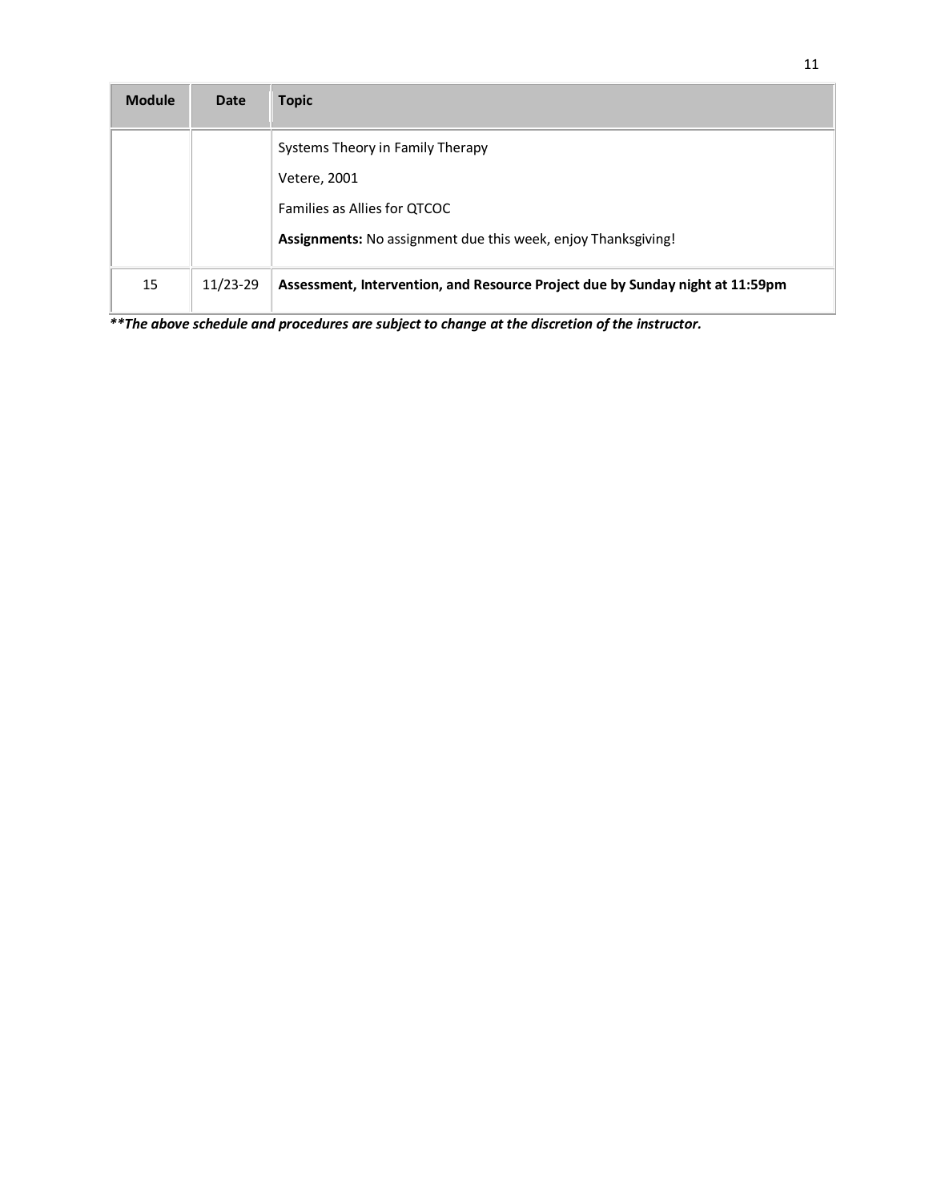| Module | Date | Topic |
| --- | --- | --- |
| | | Systems Theory in Family Therapy<br><br>Vetere, 2001<br><br>Families as Allies for QTCOC<br><br>**Assignments:** No assignment due this week, enjoy Thanksgiving! |
| 15 | 11/23-29 | **Assessment, Intervention, and Resource Project due by Sunday night at 11:59pm** |

***The above schedule and procedures are subject to change at the discretion of the instructor.***